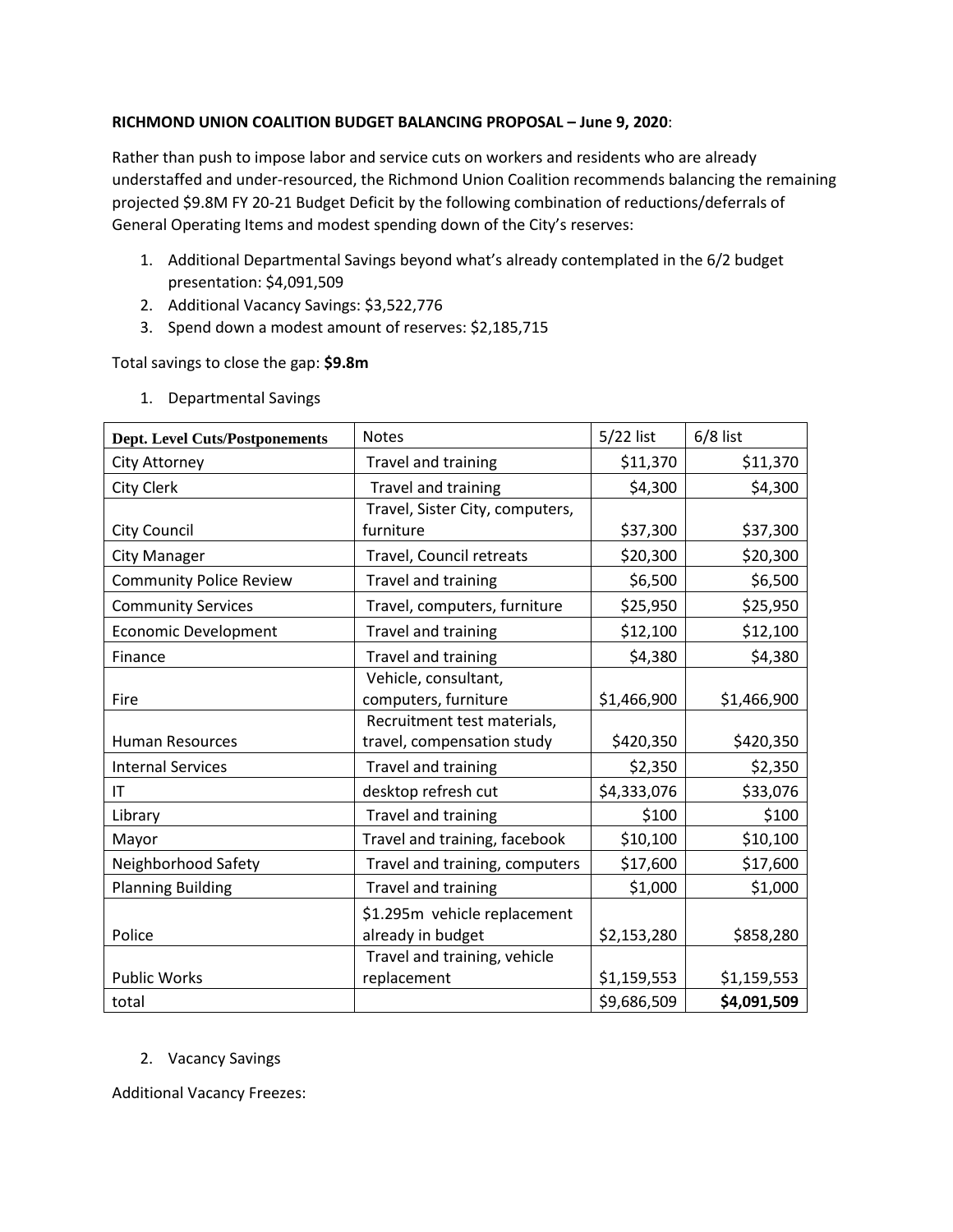**RICHMOND UNION COALITION BUDGET BALANCING PROPOSAL – June 9, 2020**:

Rather than push to impose labor and service cuts on workers and residents who are already understaffed and under-resourced, the Richmond Union Coalition recommends balancing the remaining projected $9.8M FY 20-21 Budget Deficit by the following combination of reductions/deferrals of General Operating Items and modest spending down of the City's reserves:

1. Additional Departmental Savings beyond what's already contemplated in the 6/2 budget presentation: $4,091,509
2. Additional Vacancy Savings: $3,522,776
3. Spend down a modest amount of reserves: $2,185,715

Total savings to close the gap: **$9.8m**

1. Departmental Savings

| **Dept. Level Cuts/Postponements** | Notes | 5/22 list | 6/8 list |
|---|---|---|---|
| City Attorney | Travel and training | $11,370 | $11,370 |
| City Clerk | Travel and training | $4,300 | $4,300 |
| City Council | Travel, Sister City, computers, furniture | $37,300 | $37,300 |
| City Manager | Travel, Council retreats | $20,300 | $20,300 |
| Community Police Review | Travel and training | $6,500 | $6,500 |
| Community Services | Travel, computers, furniture | $25,950 | $25,950 |
| Economic Development | Travel and training | $12,100 | $12,100 |
| Finance | Travel and training | $4,380 | $4,380 |
| Fire | Vehicle, consultant, computers, furniture | $1,466,900 | $1,466,900 |
| Human Resources | Recruitment test materials, travel, compensation study | $420,350 | $420,350 |
| Internal Services | Travel and training | $2,350 | $2,350 |
| IT | desktop refresh cut | $4,333,076 | $33,076 |
| Library | Travel and training | $100 | $100 |
| Mayor | Travel and training, facebook | $10,100 | $10,100 |
| Neighborhood Safety | Travel and training, computers | $17,600 | $17,600 |
| Planning Building | Travel and training | $1,000 | $1,000 |
| Police | $1.295m vehicle replacement already in budget | $2,153,280 | $858,280 |
| Public Works | Travel and training, vehicle replacement | $1,159,553 | $1,159,553 |
| total | | $9,686,509 | **$4,091,509** |

2. Vacancy Savings

Additional Vacancy Freezes: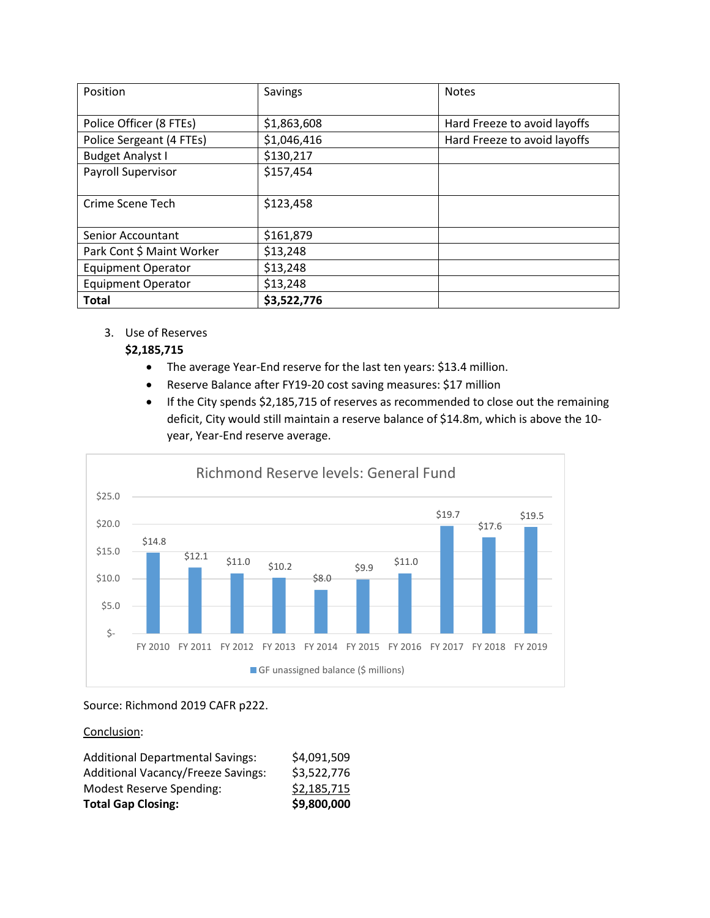| Position | Savings | Notes |
|---|---|---|
| Police Officer (8 FTEs) | $1,863,608 | Hard Freeze to avoid layoffs |
| Police Sergeant (4 FTEs) | $1,046,416 | Hard Freeze to avoid layoffs |
| Budget Analyst I | $130,217 | |
| Payroll Supervisor | $157,454 | |
| Crime Scene Tech | $123,458 | |
| Senior Accountant | $161,879 | |
| Park Cont $ Maint Worker | $13,248 | |
| Equipment Operator | $13,248 | |
| Equipment Operator | $13,248 | |
| **Total** | **$3,522,776** | |

3. Use of Reserves
   **$2,185,715**
   - The average Year-End reserve for the last ten years: $13.4 million.
   - Reserve Balance after FY19-20 cost saving measures: $17 million
   - If the City spends $2,185,715 of reserves as recommended to close out the remaining deficit, City would still maintain a reserve balance of $14.8m, which is above the 10-year, Year-End reserve average.

Richmond Reserve levels: General Fund

$25.0
$20.0
$15.0
$10.0
$5.0
$-

$14.8 $12.1 $11.0 $10.2 $8.0 $9.9 $11.0 $19.7 $17.6 $19.5

FY 2010 FY 2011 FY 2012 FY 2013 FY 2014 FY 2015 FY 2016 FY 2017 FY 2018 FY 2019

GF unassigned balance ($ millions)

Source: Richmond 2019 CAFR p222.

<u>Conclusion</u>:

| | |
|---|---|
| Additional Departmental Savings: | $4,091,509 |
| Additional Vacancy/Freeze Savings: | $3,522,776 |
| Modest Reserve Spending: | <u>$2,185,715</u> |
| **Total Gap Closing:** | **$9,800,000** |